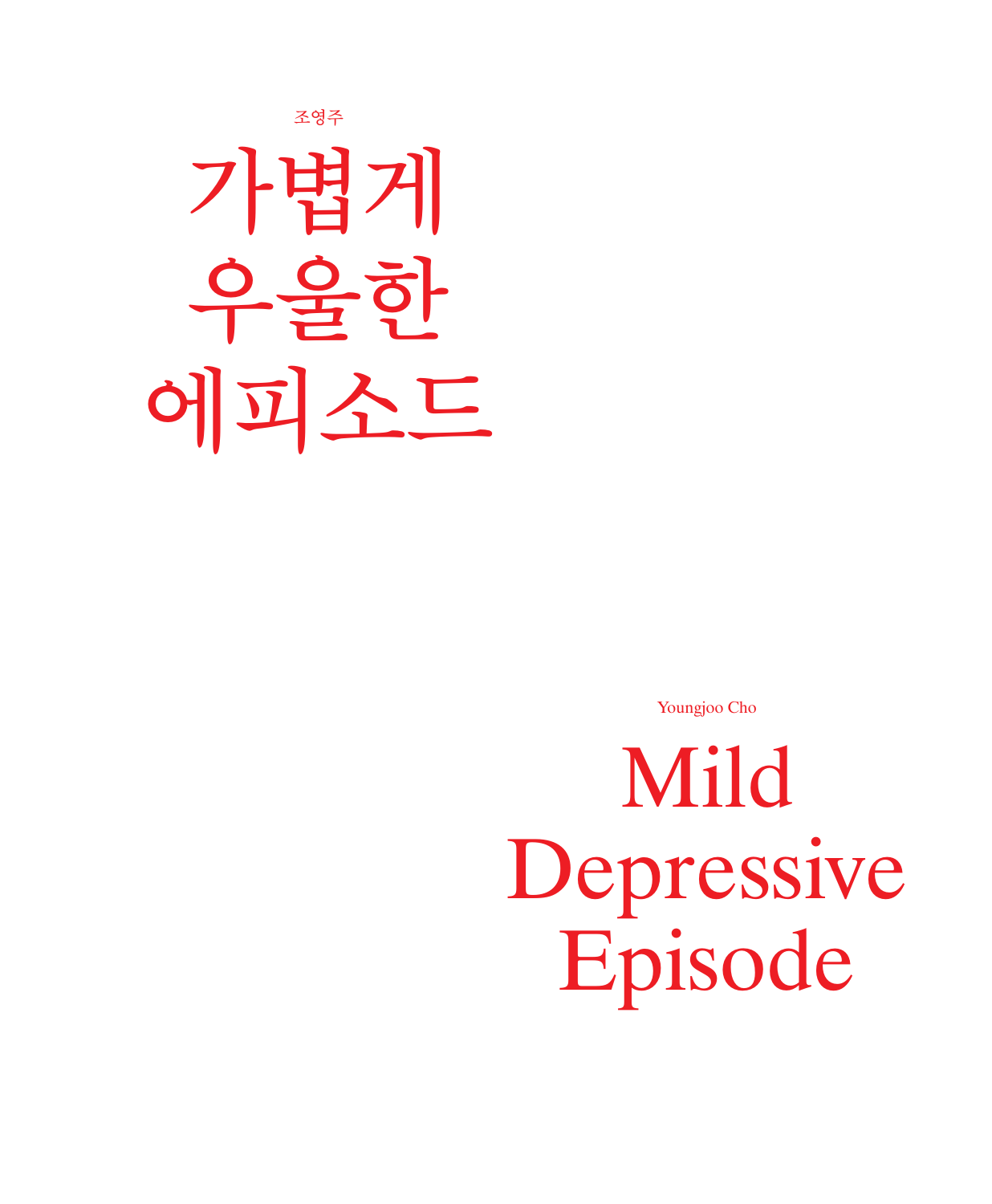조영주

# 가볍게 우울한 에피소드

Youngjoo Cho

# Mild Depressive Episode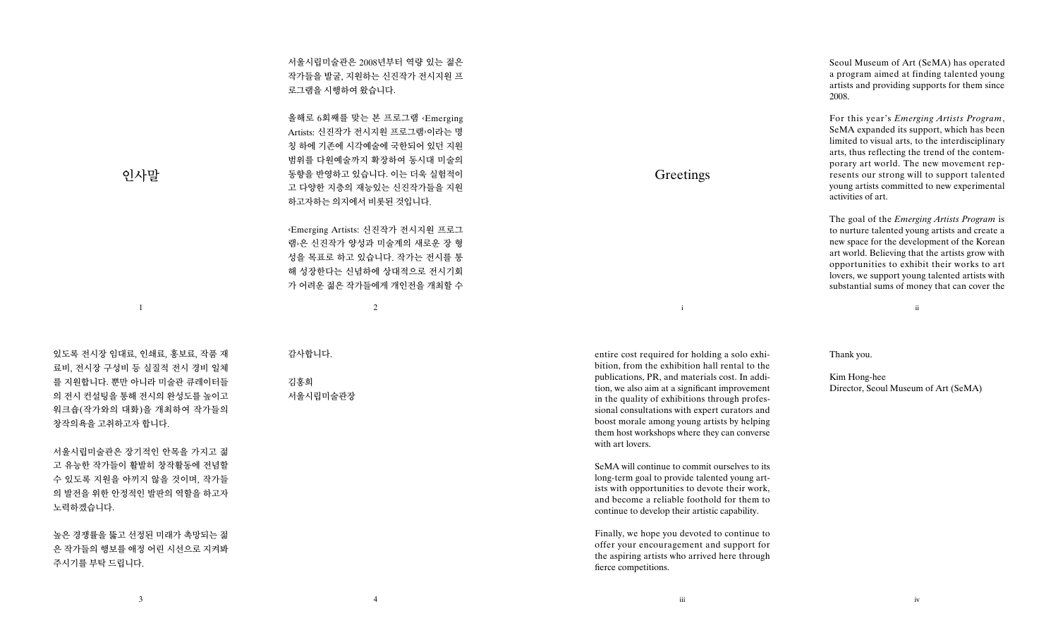# 인사말

서울시립미술관은 2008년부터 역량 있는 젊은 작가들을 발굴, 지원하는 신진작가 전시지원 프로그램을 시행하여 왔습니다.

올해로 6회째를 맞는 본 프로그램 ‹Emerging Artists: 신진작가 전시지원 프로그램›이라는 명칭 하에 기존에 시각예술에 국한되어 있던 지원 범위를 다원예술까지 확장하여 동시대 미술의 동향을 반영하고 있습니다. 이는 더욱 실험적이고 다양한 지층의 재능있는 신진작가들을 지원하고자하는 의지에서 비롯된 것입니다.

‹Emerging Artists: 신진작가 전시지원 프로그램›은 신진작가 양성과 미술계의 새로운 장 형성을 목표로 하고 있습니다. 작가는 전시를 통해 성장한다는 신념하에 상대적으로 전시기회가 어려운 젊은 작가들에게 개인전을 개최할 수 있도록 전시장 임대료, 인쇄료, 홍보료, 작품 재료비, 전시장 구성비 등 실질적 전시 경비 일체를 지원합니다. 뿐만 아니라 미술관 큐레이터들의 전시 컨설팅을 통해 전시의 완성도를 높이고 워크숍(작가와의 대화)을 개최하여 작가들의 창작의욕을 고취하고자 합니다.

서울시립미술관은 장기적인 안목을 가지고 젊고 유능한 작가들이 활발히 창작활동에 전념할 수 있도록 지원을 아끼지 않을 것이며, 작가들의 발전을 위한 안정적인 발판의 역할을 하고자 노력하겠습니다.

높은 경쟁률을 뚫고 선정된 미래가 촉망되는 젊은 작가들의 행보를 애정 어린 시선으로 지켜봐 주시기를 부탁 드립니다.

감사합니다.

김홍희
서울시립미술관장

# Greetings

Seoul Museum of Art (SeMA) has operated a program aimed at finding talented young artists and providing supports for them since 2008.

For this year's *Emerging Artists Program*, SeMA expanded its support, which has been limited to visual arts, to the interdisciplinary arts, thus reflecting the trend of the contemporary art world. The new movement represents our strong will to support talented young artists committed to new experimental activities of art.

The goal of the *Emerging Artists Program* is to nurture talented young artists and create a new space for the development of the Korean art world. Believing that the artists grow with opportunities to exhibit their works to art lovers, we support young talented artists with substantial sums of money that can cover the entire cost required for holding a solo exhibition, from the exhibition hall rental to the publications, PR, and materials cost. In addition, we also aim at a significant improvement in the quality of exhibitions through professional consultations with expert curators and boost morale among young artists by helping them host workshops where they can converse with art lovers.

SeMA will continue to commit ourselves to its long-term goal to provide talented young artists with opportunities to devote their work, and become a reliable foothold for them to continue to develop their artistic capability.

Finally, we hope you devoted to continue to offer your encouragement and support for the aspiring artists who arrived here through fierce competitions.

Thank you.

Kim Hong-hee
Director, Seoul Museum of Art (SeMA)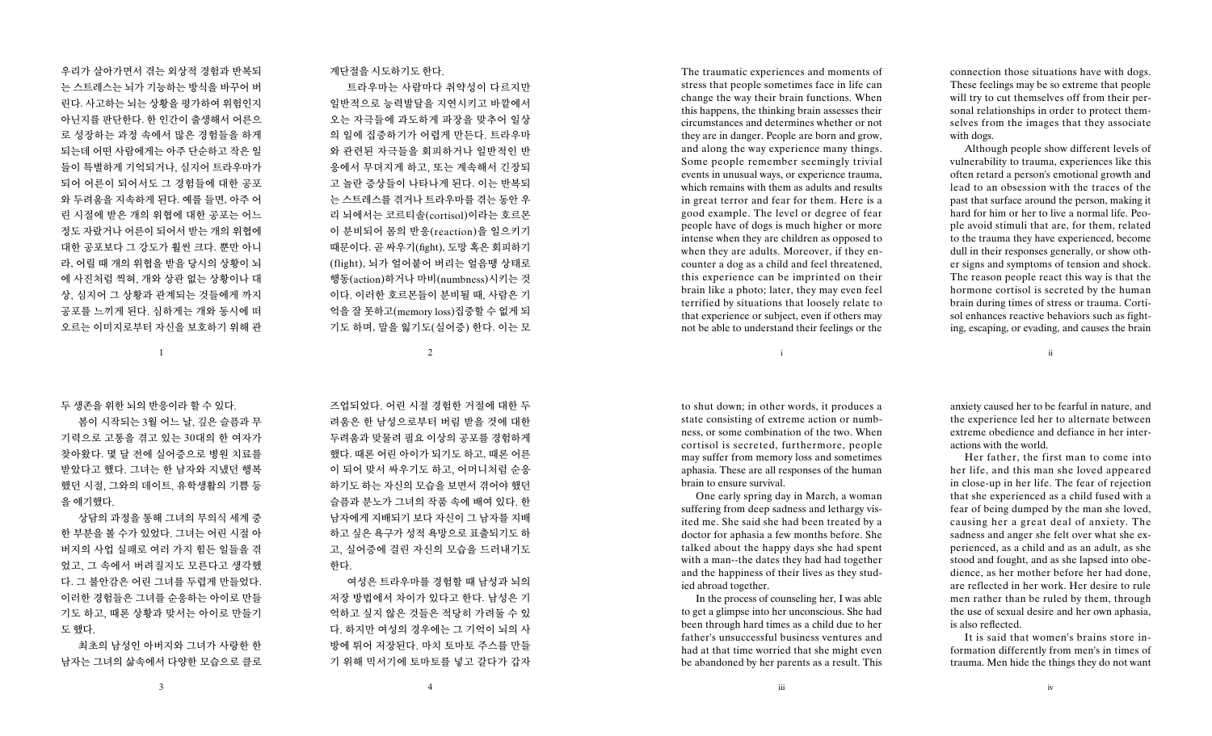우리가 살아가면서 겪는 외상적 경험과 반복되는 스트레스는 뇌가 기능하는 방식을 바꾸어 버린다. 사고하는 뇌는 상황을 평가하여 위험인지 아닌지를 판단한다. 한 인간이 출생해서 어른으로 성장하는 과정 속에서 많은 경험들을 하게 되는데 어떤 사람에게는 아주 단순하고 작은 일들이 특별하게 기억되거나, 심지어 트라우마가 되어 어른이 되어서도 그 경험들에 대한 공포와 두려움을 지속하게 된다. 예를 들면, 아주 어린 시절에 받은 개의 위협에 대한 공포는 어느 정도 자랐거나 어른이 되어서 받는 개의 위협에 대한 공포보다 그 강도가 훨씬 크다. 뿐만 아니라, 어릴 때 개의 위협을 받을 당시의 상황이 뇌에 사진처럼 찍혀, 개와 상관 없는 상황이나 대상, 심지어 그 상황과 관계되는 것들에게 까지 공포를 느끼게 된다. 심하게는 개와 동시에 떠오르는 이미지로부터 자신을 보호하기 위해 관계단절을 시도하기도 한다.

트라우마는 사람마다 취약성이 다르지만 일반적으로 능력발달을 지연시키고 바깥에서 오는 자극들에 과도하게 파장을 맞추어 일상의 일에 집중하기가 어렵게 만든다. 트라우마와 관련된 자극들을 회피하거나 일반적인 반응에서 무뎌지게 하고, 또는 계속해서 긴장되고 놀란 증상들이 나타나게 된다. 이는 반복되는 스트레스를 겪거나 트라우마를 겪는 동안 우리 뇌에서는 코르티솔(cortisol)이라는 호르몬이 분비되어 몸의 반응(reaction)을 일으키기 때문이다. 곧 싸우기(fight), 도망 혹은 회피하기(flight), 뇌가 얼어붙어 버리는 얼음땡 상태로 행동(action)하거나 마비(numbness)시키는 것이다. 이러한 호르몬들이 분비될 때, 사람은 기억을 잘 못하고(memory loss)집중할 수 없게 되기도 하며, 말을 잃기도(실어증) 한다. 이는 모두 생존을 위한 뇌의 반응이라 할 수 있다.

봄이 시작되는 3월 어느 날, 깊은 슬픔과 무기력으로 고통을 겪고 있는 30대의 한 여자가 찾아왔다. 몇 달 전에 실어증으로 병원 치료를 받았다고 했다. 그녀는 한 남자와 지냈던 행복했던 시절, 그와의 데이트, 유학생활의 기쁨 등을 얘기했다.

상담의 과정을 통해 그녀의 무의식 세계 중 한 부분을 볼 수가 있었다. 그녀는 어린 시절 아버지의 사업 실패로 여러 가지 힘든 일들을 겪었고, 그 속에서 버려질지도 모른다고 생각했다. 그 불안감은 어린 그녀를 두렵게 만들었다. 이러한 경험들은 그녀를 순응하는 아이로 만들기도 하고, 때론 상황과 맞서는 아이로 만들기도 했다.

최초의 남성인 아버지와 그녀가 사랑한 한 남자는 그녀의 삶속에서 다양한 모습으로 클로즈업되었다. 어린 시절 경험한 거절에 대한 두려움은 한 남성으로부터 버림 받을 것에 대한 두려움과 맞물려 필요 이상의 공포를 경험하게 했다. 때론 어린 아이가 되기도 하고, 때론 어른이 되어 맞서 싸우기도 하고, 어머니처럼 순응하기도 하는 자신의 모습을 보면서 겪어야 했던 슬픔과 분노가 그녀의 작품 속에 배여 있다. 한 남자에게 지배되기 보다 자신이 그 남자를 지배하고 싶은 욕구가 성적 욕망으로 표출되기도 하고, 실어증에 걸린 자신의 모습을 드러내기도 한다.

여성은 트라우마를 경험할 때 남성과 뇌의 저장 방법에서 차이가 있다고 한다. 남성은 기억하고 싶지 않은 것들은 적당히 가려둘 수 있다. 하지만 여성의 경우에는 그 기억이 뇌의 사방에 튀어 저장된다. 마치 토마토 주스를 만들기 위해 믹서기에 토마토를 넣고 갈다가 갑자

The traumatic experiences and moments of stress that people sometimes face in life can change the way their brain functions. When this happens, the thinking brain assesses their circumstances and determines whether or not they are in danger. People are born and grow, and along the way experience many things. Some people remember seemingly trivial events in unusual ways, or experience trauma, which remains with them as adults and results in great terror and fear for them. Here is a good example. The level or degree of fear people have of dogs is much higher or more intense when they are children as opposed to when they are adults. Moreover, if they encounter a dog as a child and feel threatened, this experience can be imprinted on their brain like a photo; later, they may even feel terrified by situations that loosely relate to that experience or subject, even if others may not be able to understand their feelings or the connection those situations have with dogs. These feelings may be so extreme that people will try to cut themselves off from their personal relationships in order to protect themselves from the images that they associate with dogs.

Although people show different levels of vulnerability to trauma, experiences like this often retard a person's emotional growth and lead to an obsession with the traces of the past that surface around the person, making it hard for him or her to live a normal life. People avoid stimuli that are, for them, related to the trauma they have experienced, become dull in their responses generally, or show other signs and symptoms of tension and shock. The reason people react this way is that the hormone cortisol is secreted by the human brain during times of stress or trauma. Cortisol enhances reactive behaviors such as fighting, escaping, or evading, and causes the brain to shut down; in other words, it produces a state consisting of extreme action or numbness, or some combination of the two. When cortisol is secreted, furthermore, people may suffer from memory loss and sometimes aphasia. These are all responses of the human brain to ensure survival.

One early spring day in March, a woman suffering from deep sadness and lethargy visited me. She said she had been treated by a doctor for aphasia a few months before. She talked about the happy days she had spent with a man--the dates they had had together and the happiness of their lives as they studied abroad together.

In the process of counseling her, I was able to get a glimpse into her unconscious. She had been through hard times as a child due to her father's unsuccessful business ventures and had at that time worried that she might even be abandoned by her parents as a result. This anxiety caused her to be fearful in nature, and the experience led her to alternate between extreme obedience and defiance in her interactions with the world.

Her father, the first man to come into her life, and this man she loved appeared in close-up in her life. The fear of rejection that she experienced as a child fused with a fear of being dumped by the man she loved, causing her a great deal of anxiety. The sadness and anger she felt over what she experienced, as a child and as an adult, as she stood and fought, and as she lapsed into obedience, as her mother before her had done, are reflected in her work. Her desire to rule men rather than be ruled by them, through the use of sexual desire and her own aphasia, is also reflected.

It is said that women's brains store information differently from men's in times of trauma. Men hide the things they do not want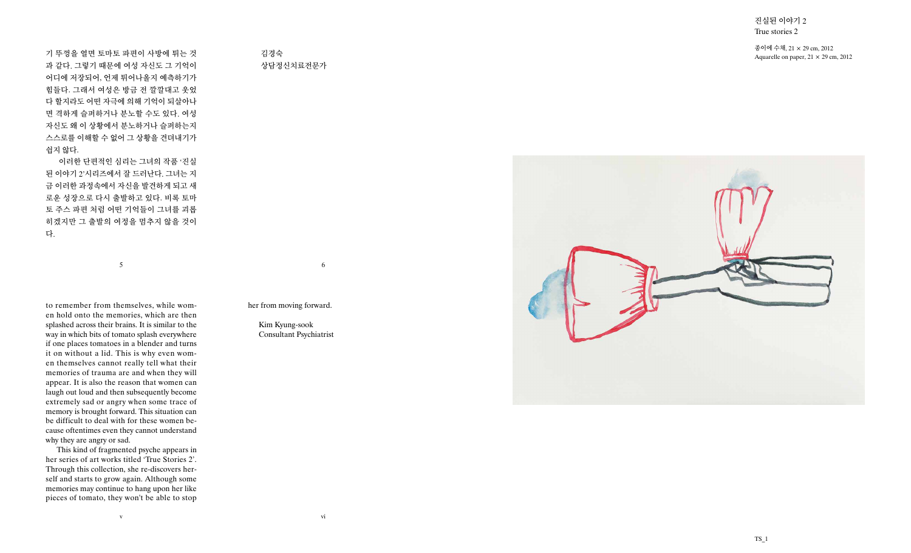기 뚜껑을 열면 토마토 파편이 사방에 튀는 것과 같다. 그렇기 때문에 여성 자신도 그 기억이 어디에 저장되어, 언제 튀어나올지 예측하기가 힘들다. 그래서 여성은 방금 전 깔깔대고 웃었다 할지라도 어떤 자극에 의해 기억이 되살아나면 격하게 슬퍼하거나 분노할 수도 있다. 여성 자신도 왜 이 상황에서 분노하거나 슬퍼하는지 스스로를 이해할 수 없어 그 상황을 견뎌내기가 쉽지 않다.

이러한 단편적인 심리는 그녀의 작품 '진실된 이야기 2'시리즈에서 잘 드러난다. 그녀는 지금 이러한 과정속에서 자신을 발견하게 되고 새로운 성장으로 다시 출발하고 있다. 비록 토마토 주스 파편 처럼 어떤 기억들이 그녀를 괴롭히겠지만 그 출발의 여정을 멈추지 않을 것이다.

김경숙
상담정신치료전문가

to remember from themselves, while women hold onto the memories, which are then splashed across their brains. It is similar to the way in which bits of tomato splash everywhere if one places tomatoes in a blender and turns it on without a lid. This is why even women themselves cannot really tell what their memories of trauma are and when they will appear. It is also the reason that women can laugh out loud and then subsequently become extremely sad or angry when some trace of memory is brought forward. This situation can be difficult to deal with for these women because oftentimes even they cannot understand why they are angry or sad.

This kind of fragmented psyche appears in her series of art works titled 'True Stories 2'. Through this collection, she re-discovers herself and starts to grow again. Although some memories may continue to hang upon her like pieces of tomato, they won't be able to stop her from moving forward.

Kim Kyung-sook
Consultant Psychiatrist

진실된 이야기 2
True stories 2

종이에 수채, 21 × 29 cm, 2012
Aquarelle on paper, 21 × 29 cm, 2012

TS_1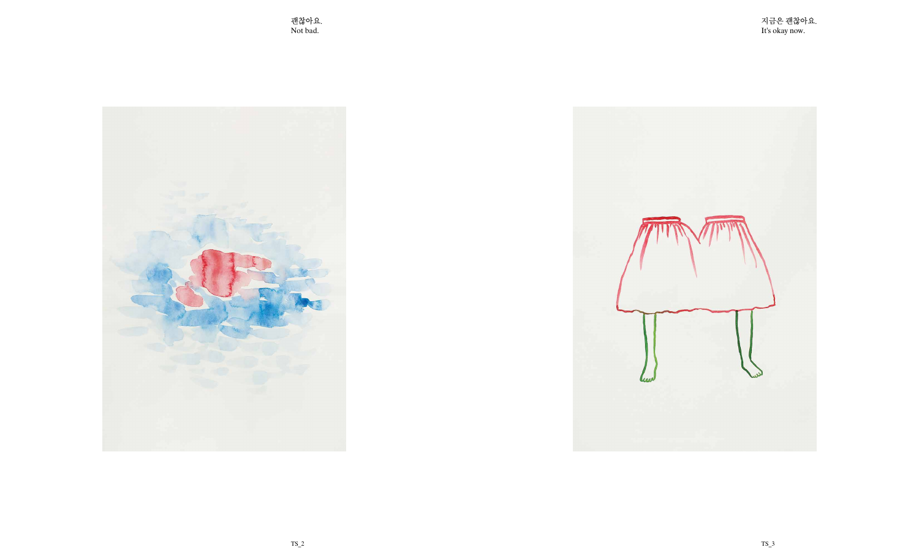괜찮아요.
Not bad.

TS_2

지금은 괜찮아요.
It's okay now.

TS_3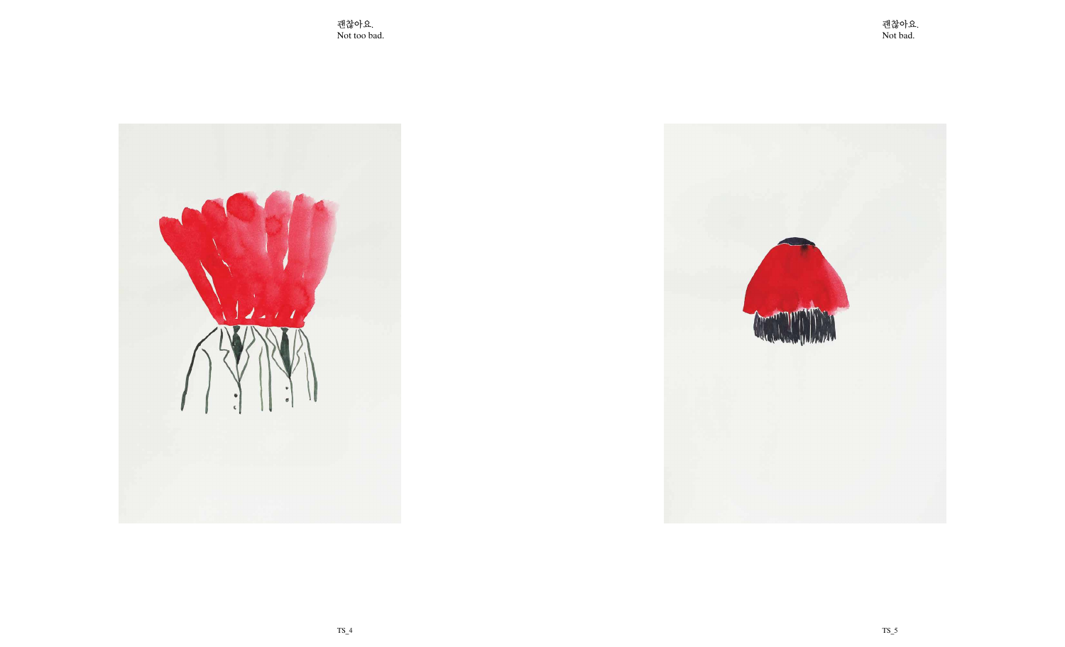괜찮아요.
Not too bad.

TS_4

괜찮아요.
Not bad.

TS_5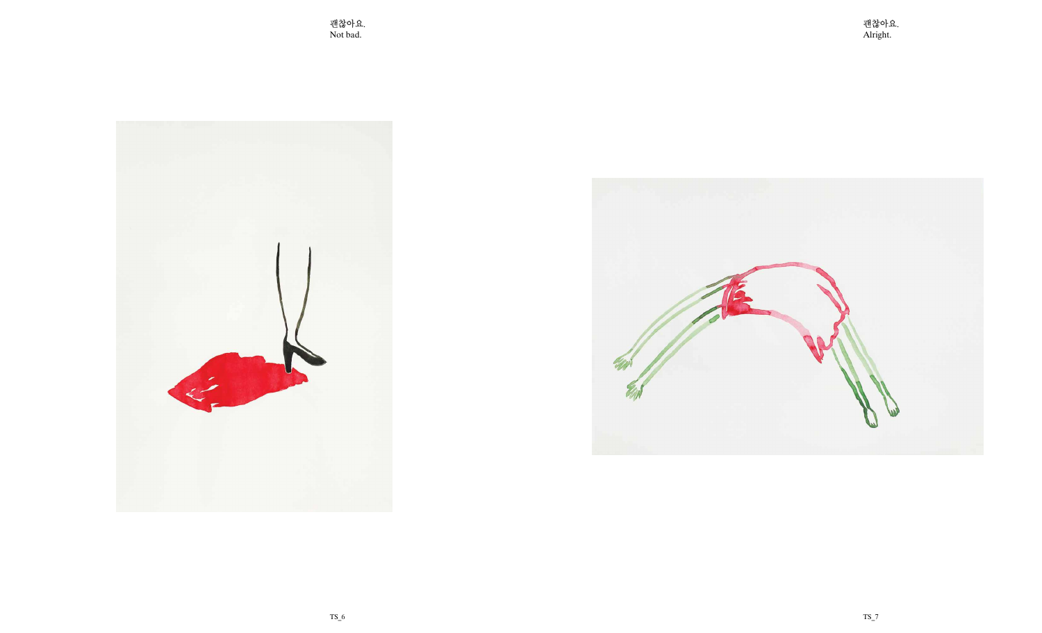괜찮아요.
Not bad.

괜찮아요.
Alright.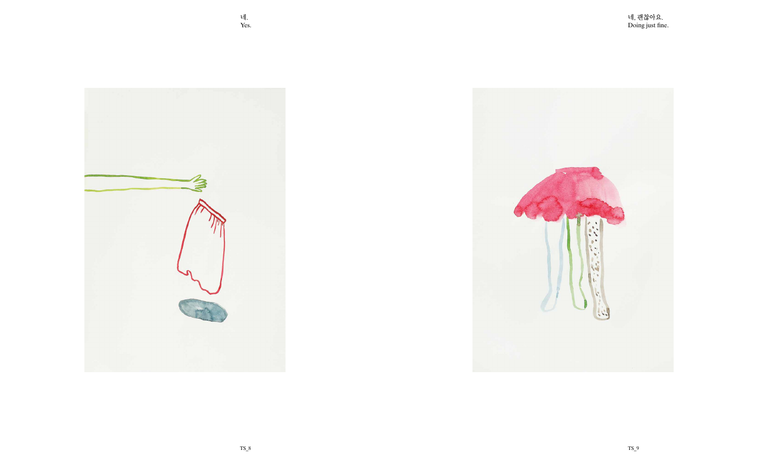네.
Yes.

네, 괜찮아요.
Doing just fine.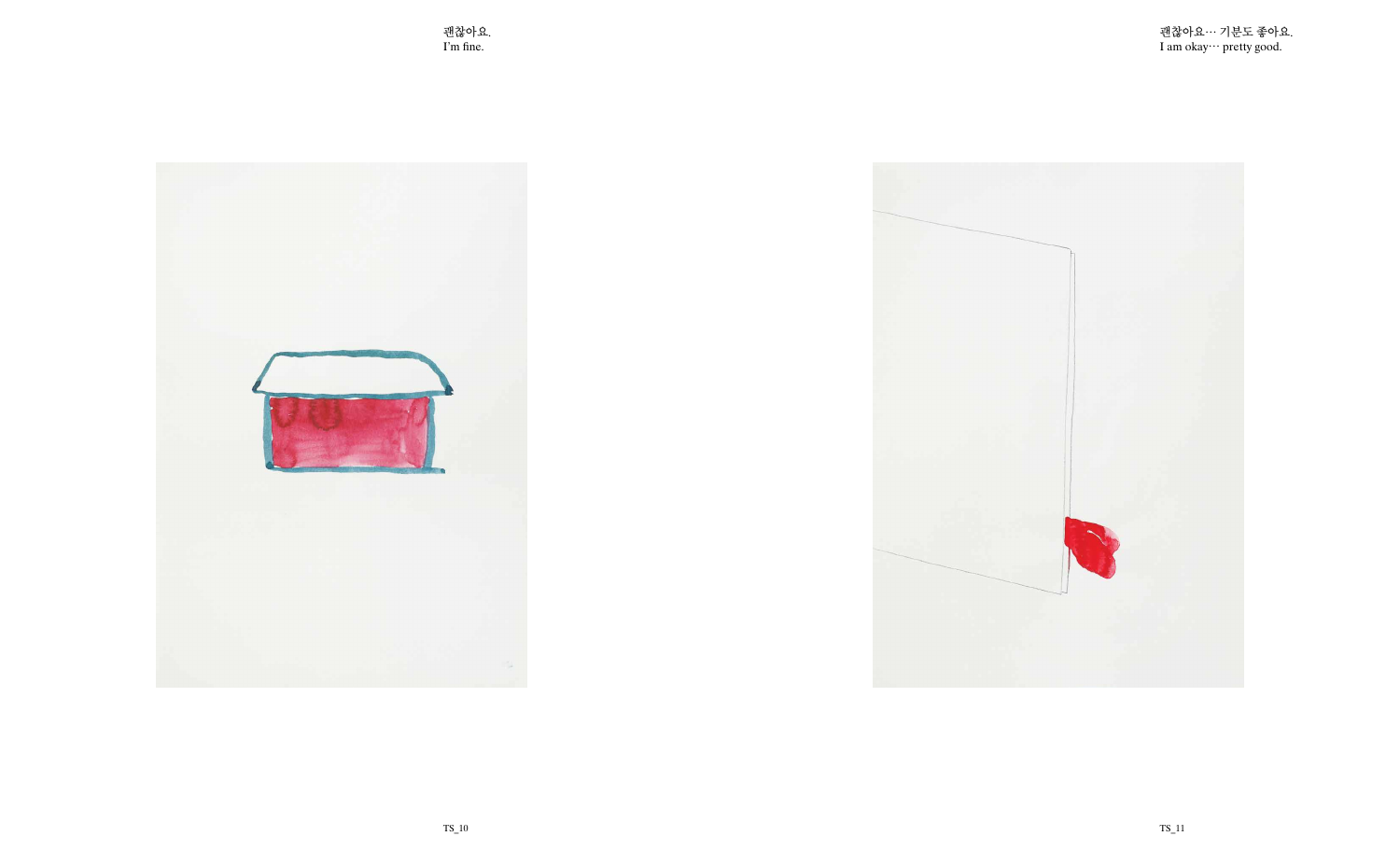괜찮아요.
I'm fine.

괜찮아요… 기분도 좋아요.
I am okay… pretty good.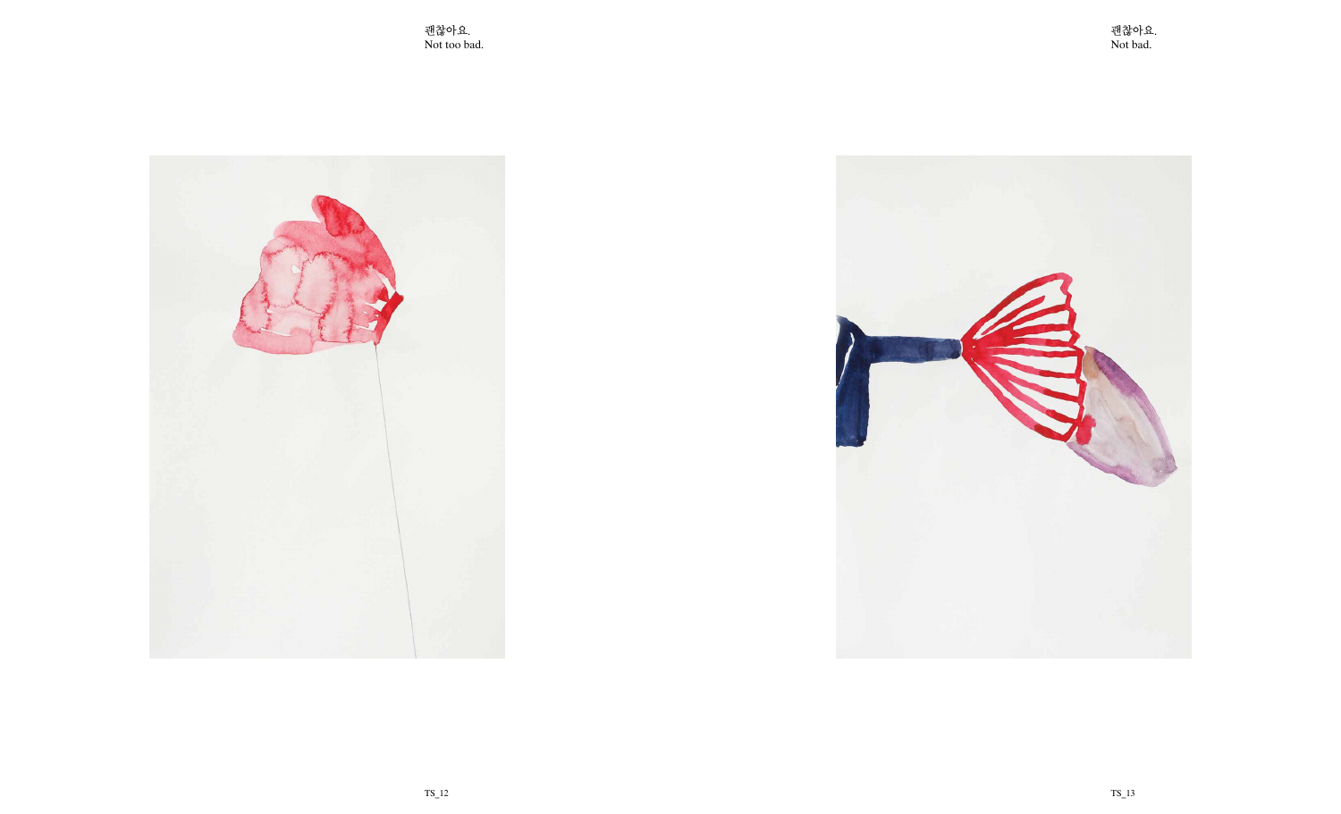괜찮아요.
Not too bad.

괜찮아요.
Not bad.

TS_12

TS_13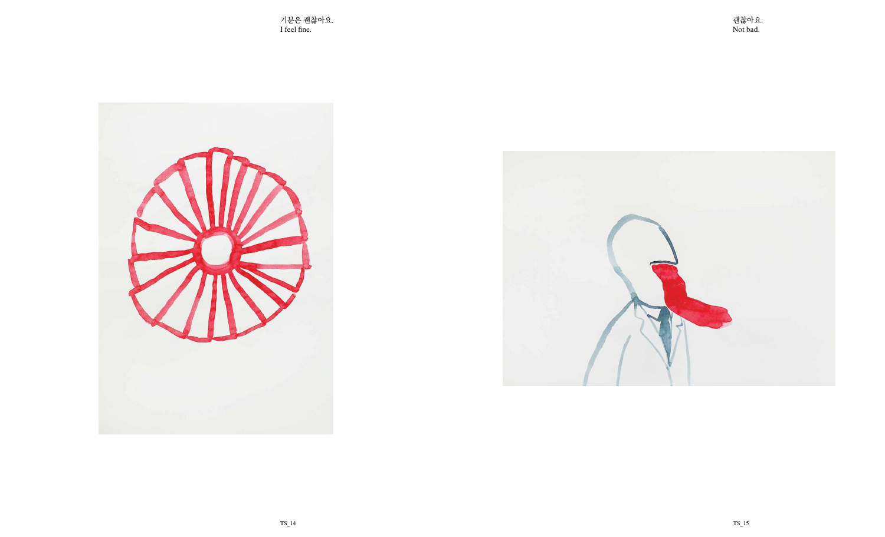기분은 괜찮아요.
I feel fine.

괜찮아요.
Not bad.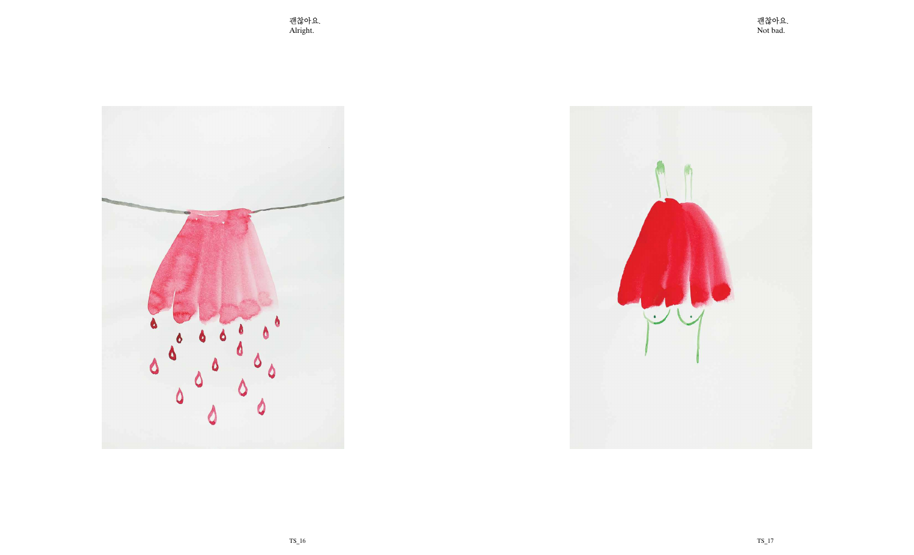괜찮아요.
Alright.

괜찮아요.
Not bad.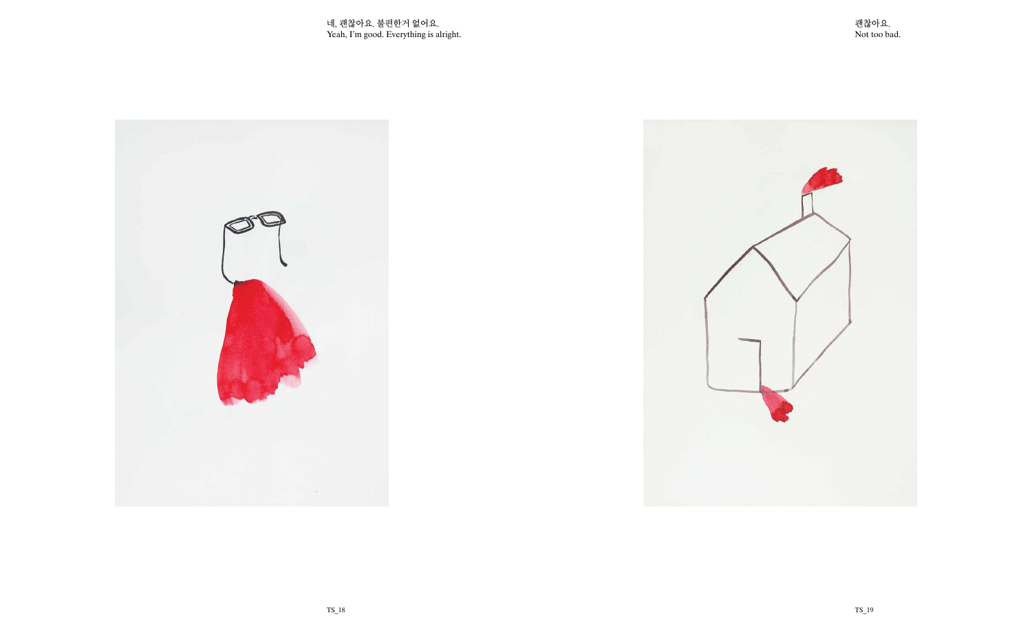네, 괜찮아요. 불편한거 없어요.
Yeah, I'm good. Everything is alright.

괜찮아요.
Not too bad.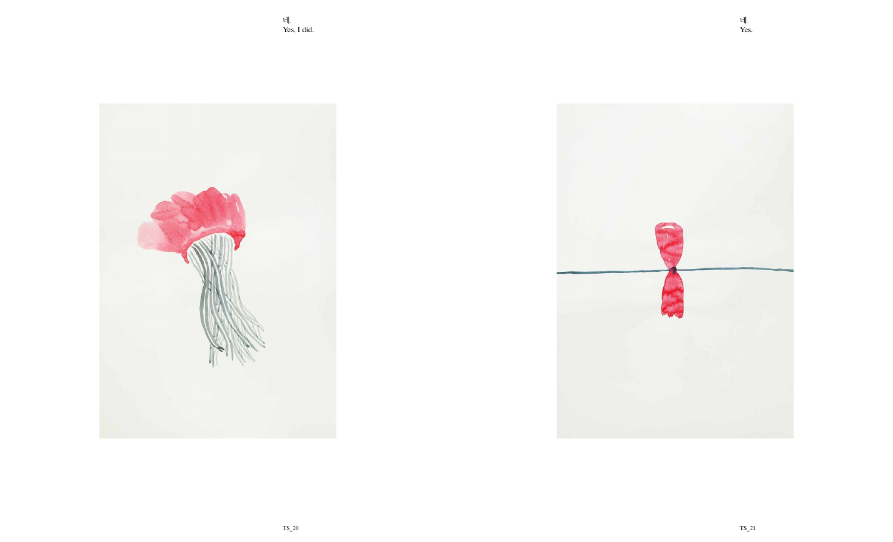네.
Yes, I did.

네.
Yes.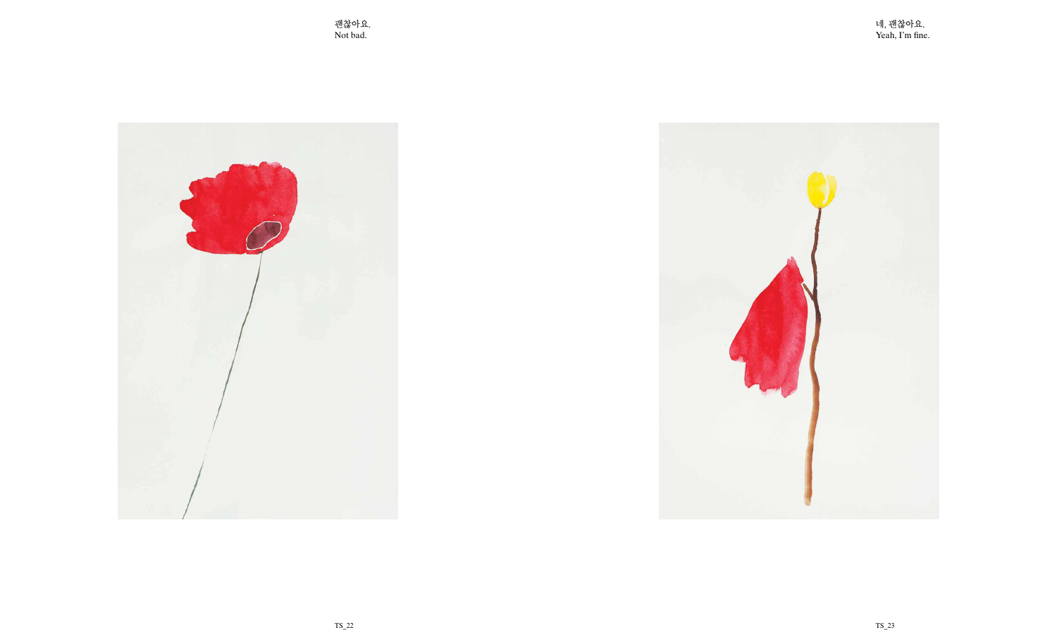괜찮아요.
Not bad.

네, 괜찮아요.
Yeah, I'm fine.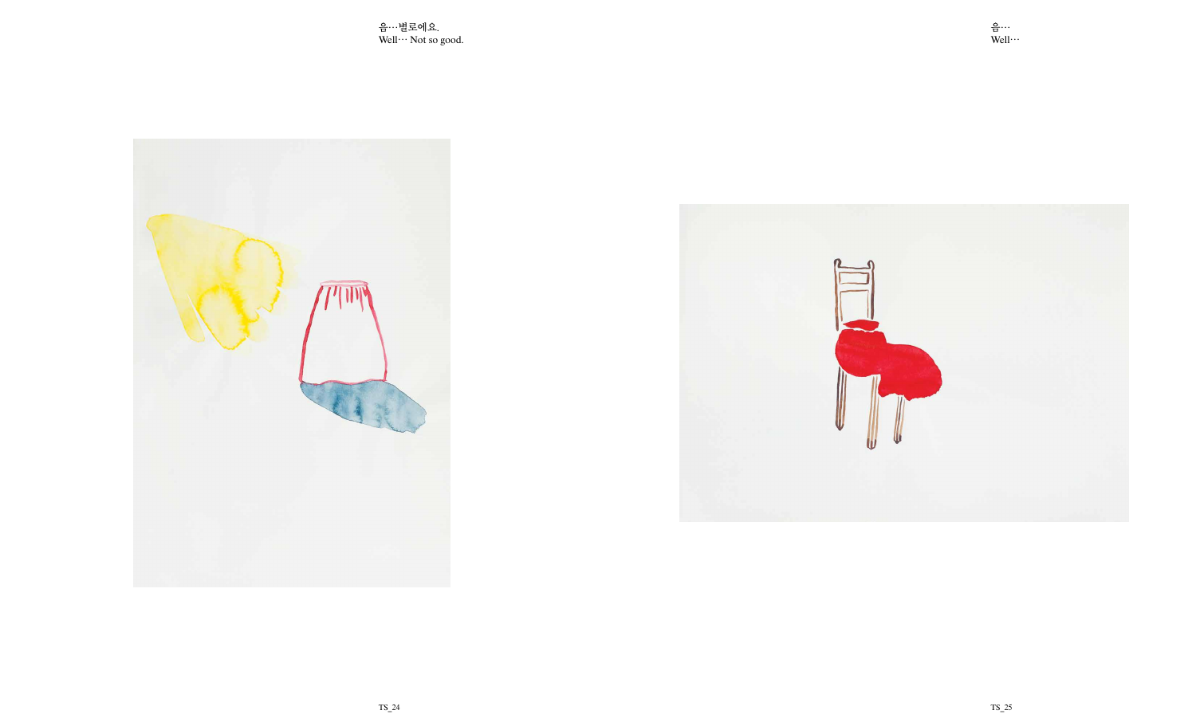음…별로에요.
Well… Not so good.

음…
Well…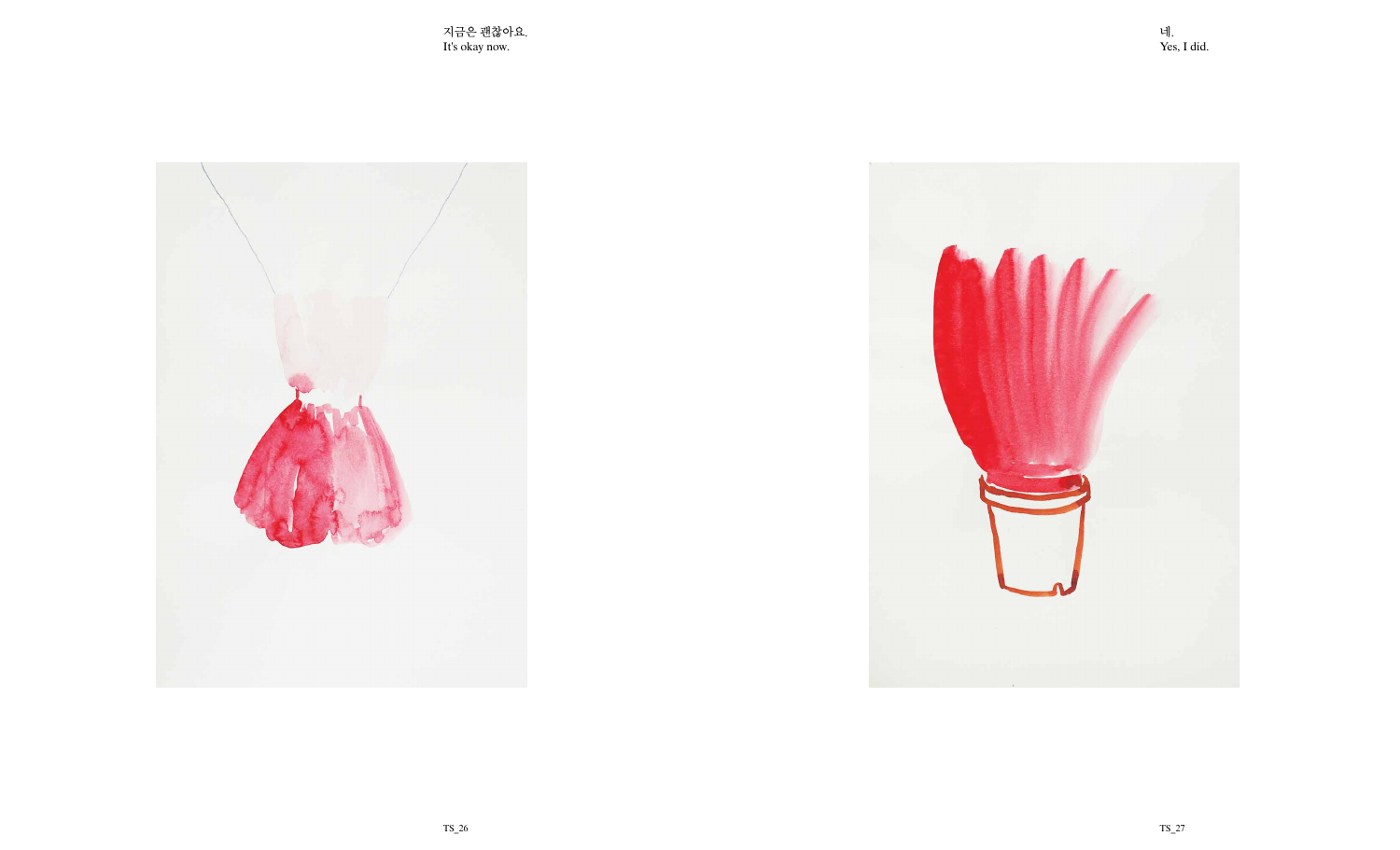지금은 괜찮아요.
It's okay now.

네.
Yes, I did.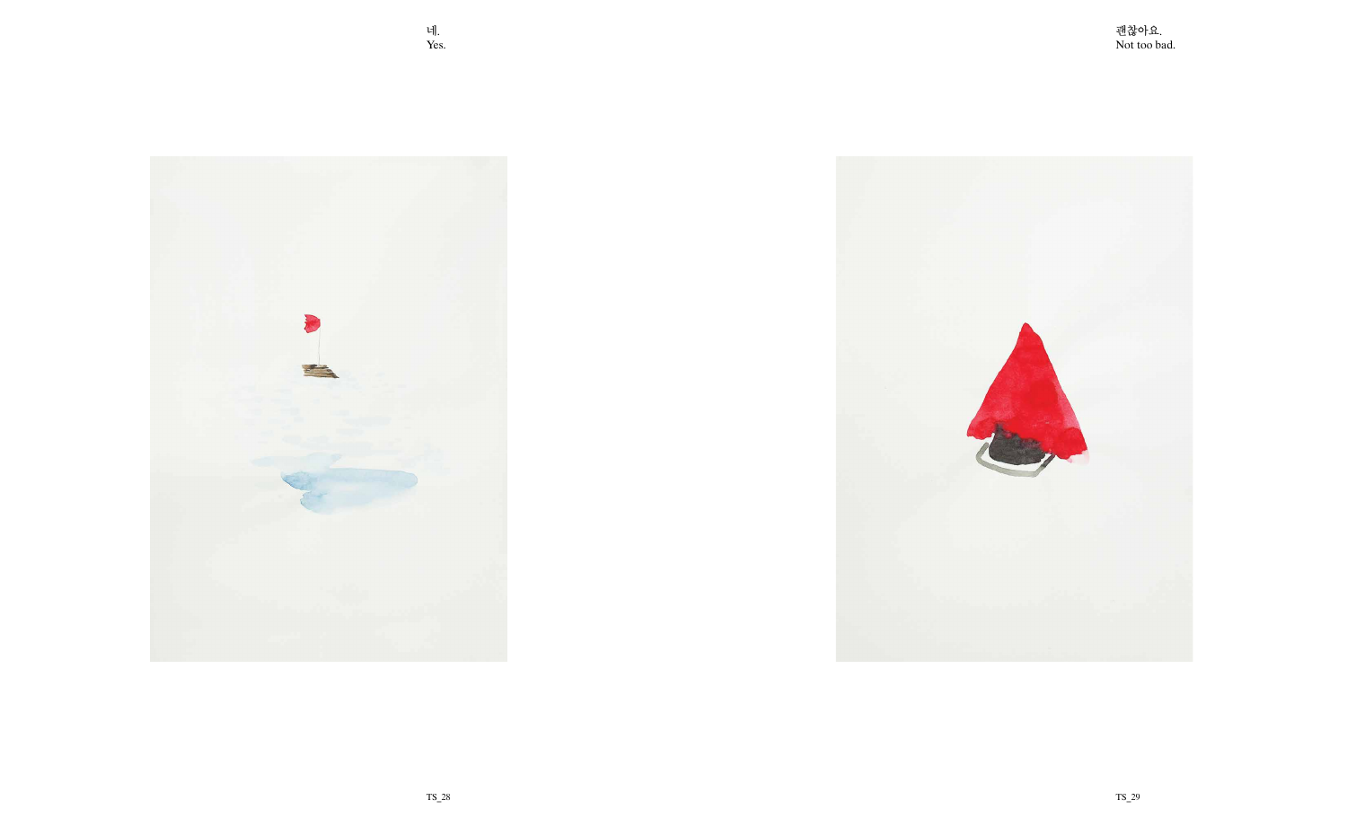네.
Yes.

괜찮아요.
Not too bad.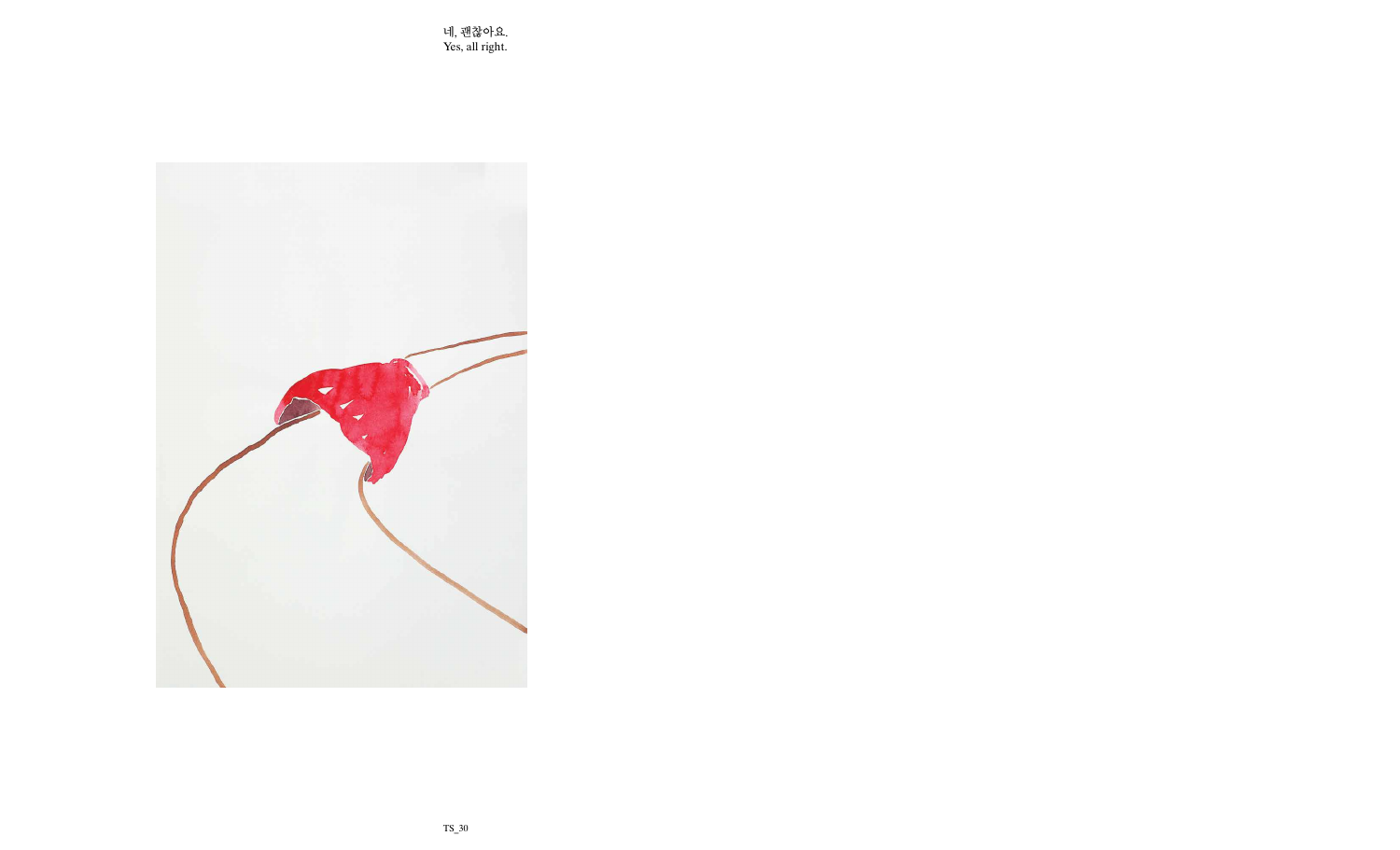네, 괜찮아요.
Yes, all right.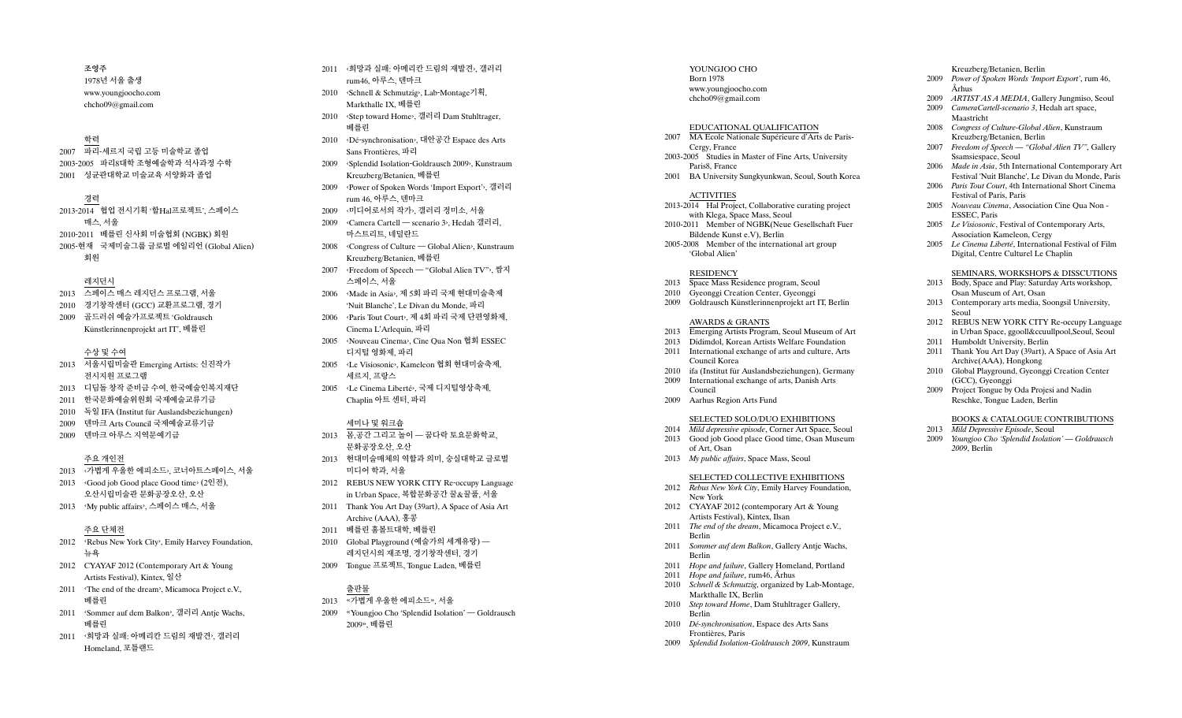조영주

1978년 서울 출생

www.youngjoocho.com

chcho09@gmail.com

### 학력

2007 파리-세르지 국립 고등 미술학교 졸업

2003-2005 파리8대학 조형예술학과 석사과정 수학

2001 성균관대학교 미술교육 서양화과 졸업

### 경력

2013-2014 협업 전시기획 '할Hal프로젝트', 스페이스 매스, 서울

2010-2011 베를린 신사회 미술협회 (NGBK) 회원

2005-현재 국제미술그룹 글로벌 에일리언 (Global Alien) 회원

### 레지던시

2013 스페이스 매스 레지던스 프로그램, 서울

2010 경기창작센터 (GCC) 교환프로그램, 경기

2009 골드러쉬 예술가프로젝트 'Goldrausch Künstlerinnenprojekt art IT', 베를린

### 수상 및 수여

2013 서울시립미술관 Emerging Artists: 신진작가 전시지원 프로그램

2013 디딤돌 창작 준비금 수여, 한국예술인복지재단

2011 한국문화예술위원회 국제예술교류기금

2010 독일 IFA (Institut für Auslandsbeziehungen)

2009 덴마크 Arts Council 국제예술교류기금

2009 덴마크 아루스 지역문예기금

### 주요 개인전

2013 ‹가볍게 우울한 에피소드›, 코너아트스페이스, 서울

2013 ‹Good job Good place Good time› (2인전), 오산시립미술관 문화공장오산, 오산

2013 ‹My public affairs›, 스페이스 매스, 서울

### 주요 단체전

2012 ‹Rebus New York City›, Emily Harvey Foundation, 뉴욕

2012 CYAYAF 2012 (Contemporary Art & Young Artists Festival), Kintex, 일산

2011 ‹The end of the dream›, Micamoca Project e.V., 베를린

2011 ‹Sommer auf dem Balkon›, 갤러리 Antje Wachs, 베를린

2011 ‹희망과 실패: 아메리칸 드림의 재발견›, 갤러리 Homeland, 포틀랜드

2011 ‹희망과 실패: 아메리칸 드림의 재발견›, 갤러리 rum46, 아루스, 덴마크

2010 ‹Schnell & Schmutzig›, Lab-Montage기획, Markthalle IX, 베를린

2010 ‹Step toward Home›, 갤러리 Dam Stuhltrager, 베를린

2010 ‹Dé-synchronisation›, 대안공간 Espace des Arts Sans Frontières, 파리

2009 ‹Splendid Isolation-Goldrausch 2009›, Kunstraum Kreuzberg/Betanien, 베를린

2009 ‹Power of Spoken Words 'Import Export'›, 갤러리 rum 46, 아루스, 덴마크

2009 ‹미디어로서의 작가›, 갤러리 정미소, 서울

2009 ‹Camera Cartell — scenario 3›, Hedah 갤러리, 마스트리트, 네덜란드

2008 ‹Congress of Culture — Global Alien›, Kunstraum Kreuzberg/Betanien, 베를린

2007 ‹Freedom of Speech — "Global Alien TV"›, 쌈지 스페이스, 서울

2006 ‹Made in Asia›, 제 5회 파리 국제 현대미술축제 'Nuit Blanche', Le Divan du Monde, 파리

2006 ‹Paris Tout Court›, 제 4회 파리 국제 단편영화제, Cinema L'Arlequin, 파리

2005 ‹Nouveau Cinema›, Cine Qua Non 협회 ESSEC 디지털 영화제, 파리

2005 ‹Le Visiosonic›, Kameleon 협회 현대미술축제, 세르지, 프랑스

2005 ‹Le Cinema Liberté›, 국제 디지털영상축제, Chaplin 아트 센터, 파리

### 세미나 및 워크숍

2013 몸,공간 그리고 놀이 — 꿈다락 토요문화학교, 문화공장오산, 오산

2013 현대미술매체의 역할과 의미, 숭실대학교 글로벌 미디어 학과, 서울

2012 REBUS NEW YORK CITY Re-occupy Language in Urban Space, 복합문화공간 꿀&꿀풀, 서울

2011 Thank You Art Day (39art), A Space of Asia Art Archive (AAA), 홍콩

2011 베를린 훔볼트대학, 베를린

2010 Global Playground (예술가의 세계유랑) — 레지던시의 재조명, 경기창작센터, 경기

2009 Tongue 프로젝트, Tongue Laden, 베를린

### 출판물

2013 «가볍게 우울한 에피소드», 서울

2009 «Youngjoo Cho 'Splendid Isolation' — Goldrausch 2009», 베를린

YOUNGJOO CHO

Born 1978

www.youngjoocho.com

chcho09@gmail.com

### EDUCATIONAL QUALIFICATION

2007 MA Ecole Nationale Supérieure d'Arts de Paris-Cergy, France

2003-2005 Studies in Master of Fine Arts, University Paris8, France

2001 BA University Sungkyunkwan, Seoul, South Korea

### ACTIVITIES

2013-2014 Hal Project, Collaborative curating project with Klega, Space Mass, Seoul

2010-2011 Member of NGBK(Neue Gesellschaft Fuer Bildende Kunst e.V), Berlin

2005-2008 Member of the international art group 'Global Alien'

### RESIDENCY

2013 Space Mass Residence program, Seoul

2010 Gyeonggi Creation Center, Gyeonggi

2009 Goldrausch Künstlerinnenprojekt art IT, Berlin

### AWARDS & GRANTS

2013 Emerging Artists Program, Seoul Museum of Art

2013 Didimdol, Korean Artists Welfare Foundation

2011 International exchange of arts and culture, Arts Council Korea

2010 ifa (Institut für Auslandsbeziehungen), Germany

2009 International exchange of arts, Danish Arts Council

2009 Aarhus Region Arts Fund

### SELECTED SOLO/DUO EXHIBITIONS

2014 *Mild depressive episode*, Corner Art Space, Seoul

2013 Good job Good place Good time, Osan Museum of Art, Osan

2013 *My public affairs*, Space Mass, Seoul

### SELECTED COLLECTIVE EXHIBITIONS

2012 *Rebus New York City*, Emily Harvey Foundation, New York

2012 CYAYAF 2012 (contemporary Art & Young Artists Festival), Kintex, Ilsan

2011 *The end of the dream*, Micamoca Project e.V., Berlin

2011 *Sommer auf dem Balkon*, Gallery Antje Wachs, Berlin

2011 *Hope and failure*, Gallery Homeland, Portland

2011 *Hope and failure*, rum46, Århus

2010 *Schnell & Schmutzig*, organized by Lab-Montage, Markthalle IX, Berlin

2010 *Step toward Home*, Dam Stuhltrager Gallery, Berlin

2010 *Dé-synchronisation*, Espace des Arts Sans Frontières, Paris

2009 *Splendid Isolation-Goldrausch 2009*, Kunstraum Kreuzberg/Betanien, Berlin

2009 *Power of Spoken Words 'Import Export'*, rum 46, Århus

2009 *ARTIST AS A MEDIA*, Gallery Jungmiso, Seoul

2009 *CameraCartell-scenario 3*, Hedah art space, Maastricht

2008 *Congress of Culture-Global Alien*, Kunstraum Kreuzberg/Betanien, Berlin

2007 *Freedom of Speech — "Global Alien TV"*, Gallery Ssamsiespace, Seoul

2006 *Made in Asia*, 5th International Contemporary Art Festival 'Nuit Blanche', Le Divan du Monde, Paris

2006 *Paris Tout Court*, 4th International Short Cinema Festival of Paris, Paris

2005 *Nouveau Cinema*, Association Cine Qua Non - ESSEC, Paris

2005 *Le Visiosonic*, Festival of Contemporary Arts, Association Kameleon, Cergy

2005 *Le Cinema Liberté*, International Festival of Film Digital, Centre Culturel Le Chaplin

### SEMINARS, WORKSHOPS & DISSCUTIONS

2013 Body, Space and Play: Saturday Arts workshop, Osan Museum of Art, Osan

2013 Contemporary arts media, Soongsil University, Seoul

2012 REBUS NEW YORK CITY Re-occupy Language in Urban Space, ggooll&ccuullpool,Seoul, Seoul

2011 Humboldt University, Berlin

2011 Thank You Art Day (39art), A Space of Asia Art Archive(AAA), Hongkong

2010 Global Playground, Gyeonggi Creation Center (GCC), Gyeonggi

2009 Project Tongue by Oda Projesi and Nadin Reschke, Tongue Laden, Berlin

### BOOKS & CATALOGUE CONTRIBUTIONS

2013 *Mild Depressive Episode*, Seoul

2009 *Youngjoo Cho 'Splendid Isolation' — Goldrausch 2009*, Berlin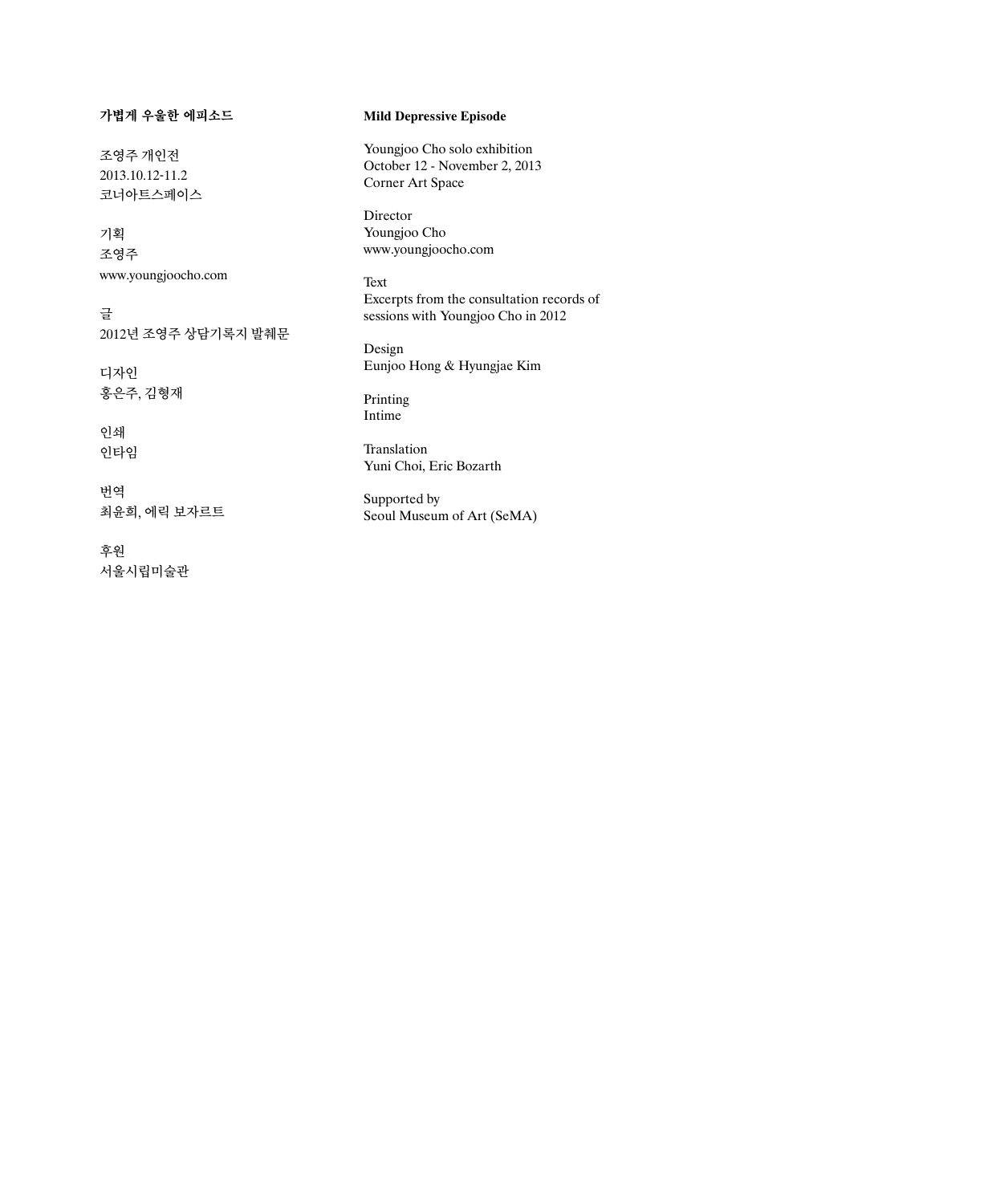**가볍게 우울한 에피소드**

조영주 개인전
2013.10.12-11.2
코너아트스페이스

기획
조영주
www.youngjoocho.com

글
2012년 조영주 상담기록지 발췌문

디자인
홍은주, 김형재

인쇄
인타임

번역
최윤희, 에릭 보자르트

후원
서울시립미술관

**Mild Depressive Episode**

Youngjoo Cho solo exhibition
October 12 - November 2, 2013
Corner Art Space

Director
Youngjoo Cho
www.youngjoocho.com

Text
Excerpts from the consultation records of sessions with Youngjoo Cho in 2012

Design
Eunjoo Hong & Hyungjae Kim

Printing
Intime

Translation
Yuni Choi, Eric Bozarth

Supported by
Seoul Museum of Art (SeMA)